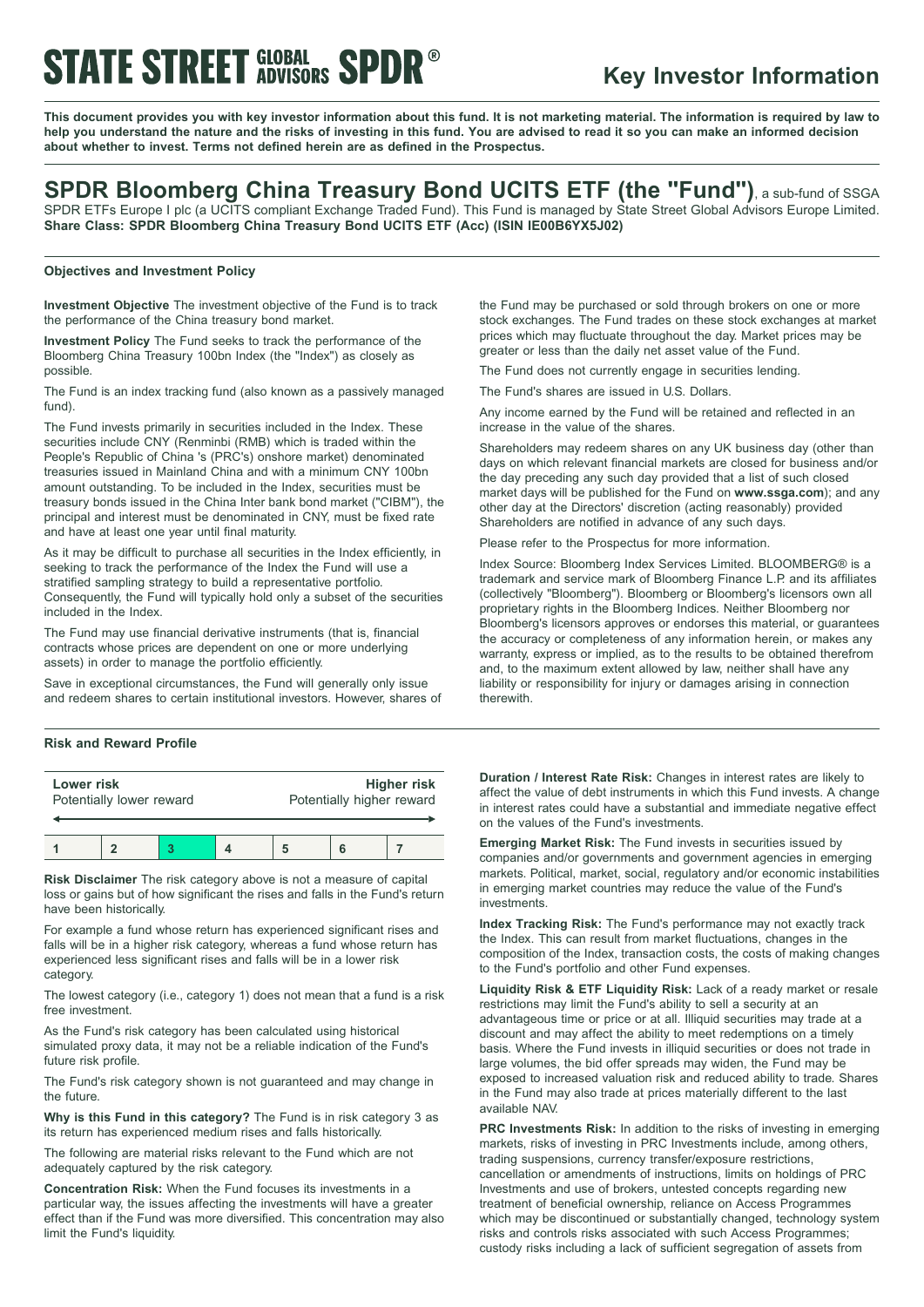**STATE STREET GLOBAL ADVISORS SPDR®**

# Key Investor Information

**This document provides you with key investor information about this fund. It is not marketing material. The information is required by law to help you understand the nature and the risks of investing in this fund. You are advised to read it so you can make an informed decision about whether to invest. Terms not defined herein are as defined in the Prospectus.**

## SPDR Bloomberg China Treasury Bond UCITS ETF (the "Fund"), a sub-fund of SSGA SPDR ETFs Europe I plc (a UCITS compliant Exchange Traded Fund). This Fund is managed by State Street Global Advisors Europe Limited.

**Share Class: SPDR Bloomberg China Treasury Bond UCITS ETF (Acc) (ISIN IE00B6YX5J02)**

### Objectives and Investment Policy

**Investment Objective** The investment objective of the Fund is to track the performance of the China treasury bond market.

**Investment Policy** The Fund seeks to track the performance of the Bloomberg China Treasury 100bn Index (the "Index") as closely as possible.

The Fund is an index tracking fund (also known as a passively managed fund).

The Fund invests primarily in securities included in the Index. These securities include CNY (Renminbi (RMB) which is traded within the People's Republic of China 's (PRC's) onshore market) denominated treasuries issued in Mainland China and with a minimum CNY 100bn amount outstanding. To be included in the Index, securities must be treasury bonds issued in the China Inter bank bond market ("CIBM"), the principal and interest must be denominated in CNY, must be fixed rate and have at least one year until final maturity.

As it may be difficult to purchase all securities in the Index efficiently, in seeking to track the performance of the Index the Fund will use a stratified sampling strategy to build a representative portfolio. Consequently, the Fund will typically hold only a subset of the securities included in the Index.

The Fund may use financial derivative instruments (that is, financial contracts whose prices are dependent on one or more underlying assets) in order to manage the portfolio efficiently.

Save in exceptional circumstances, the Fund will generally only issue and redeem shares to certain institutional investors. However, shares of the Fund may be purchased or sold through brokers on one or more stock exchanges. The Fund trades on these stock exchanges at market prices which may fluctuate throughout the day. Market prices may be greater or less than the daily net asset value of the Fund.

The Fund does not currently engage in securities lending.

The Fund's shares are issued in U.S. Dollars.

Any income earned by the Fund will be retained and reflected in an increase in the value of the shares.

Shareholders may redeem shares on any UK business day (other than days on which relevant financial markets are closed for business and/or the day preceding any such day provided that a list of such closed market days will be published for the Fund on **www.ssga.com**); and any other day at the Directors' discretion (acting reasonably) provided Shareholders are notified in advance of any such days.

Please refer to the Prospectus for more information.

Index Source: Bloomberg Index Services Limited. BLOOMBERG® is a trademark and service mark of Bloomberg Finance L.P. and its affiliates (collectively "Bloomberg"). Bloomberg or Bloomberg's licensors own all proprietary rights in the Bloomberg Indices. Neither Bloomberg nor Bloomberg's licensors approves or endorses this material, or guarantees the accuracy or completeness of any information herein, or makes any warranty, express or implied, as to the results to be obtained therefrom and, to the maximum extent allowed by law, neither shall have any liability or responsibility for injury or damages arising in connection therewith.

### Risk and Reward Profile

| **Lower risk** Potentially lower reward | | | | | | **Higher risk** Potentially higher reward |
|---|---|---|---|---|---|---|
| 1 | 2 | **3** | 4 | 5 | 6 | 7 |

**Risk Disclaimer** The risk category above is not a measure of capital loss or gains but of how significant the rises and falls in the Fund's return have been historically.

For example a fund whose return has experienced significant rises and falls will be in a higher risk category, whereas a fund whose return has experienced less significant rises and falls will be in a lower risk category.

The lowest category (i.e., category 1) does not mean that a fund is a risk free investment.

As the Fund's risk category has been calculated using historical simulated proxy data, it may not be a reliable indication of the Fund's future risk profile.

The Fund's risk category shown is not guaranteed and may change in the future.

**Why is this Fund in this category?** The Fund is in risk category 3 as its return has experienced medium rises and falls historically.

The following are material risks relevant to the Fund which are not adequately captured by the risk category.

**Concentration Risk:** When the Fund focuses its investments in a particular way, the issues affecting the investments will have a greater effect than if the Fund was more diversified. This concentration may also limit the Fund's liquidity.

**Duration / Interest Rate Risk:** Changes in interest rates are likely to affect the value of debt instruments in which this Fund invests. A change in interest rates could have a substantial and immediate negative effect on the values of the Fund's investments.

**Emerging Market Risk:** The Fund invests in securities issued by companies and/or governments and government agencies in emerging markets. Political, market, social, regulatory and/or economic instabilities in emerging market countries may reduce the value of the Fund's investments.

**Index Tracking Risk:** The Fund's performance may not exactly track the Index. This can result from market fluctuations, changes in the composition of the Index, transaction costs, the costs of making changes to the Fund's portfolio and other Fund expenses.

**Liquidity Risk & ETF Liquidity Risk:** Lack of a ready market or resale restrictions may limit the Fund's ability to sell a security at an advantageous time or price or at all. Illiquid securities may trade at a discount and may affect the ability to meet redemptions on a timely basis. Where the Fund invests in illiquid securities or does not trade in large volumes, the bid offer spreads may widen, the Fund may be exposed to increased valuation risk and reduced ability to trade. Shares in the Fund may also trade at prices materially different to the last available NAV.

**PRC Investments Risk:** In addition to the risks of investing in emerging markets, risks of investing in PRC Investments include, among others, trading suspensions, currency transfer/exposure restrictions, cancellation or amendments of instructions, limits on holdings of PRC Investments and use of brokers, untested concepts regarding new treatment of beneficial ownership, reliance on Access Programmes which may be discontinued or substantially changed, technology system risks and controls risks associated with such Access Programmes; custody risks including a lack of sufficient segregation of assets from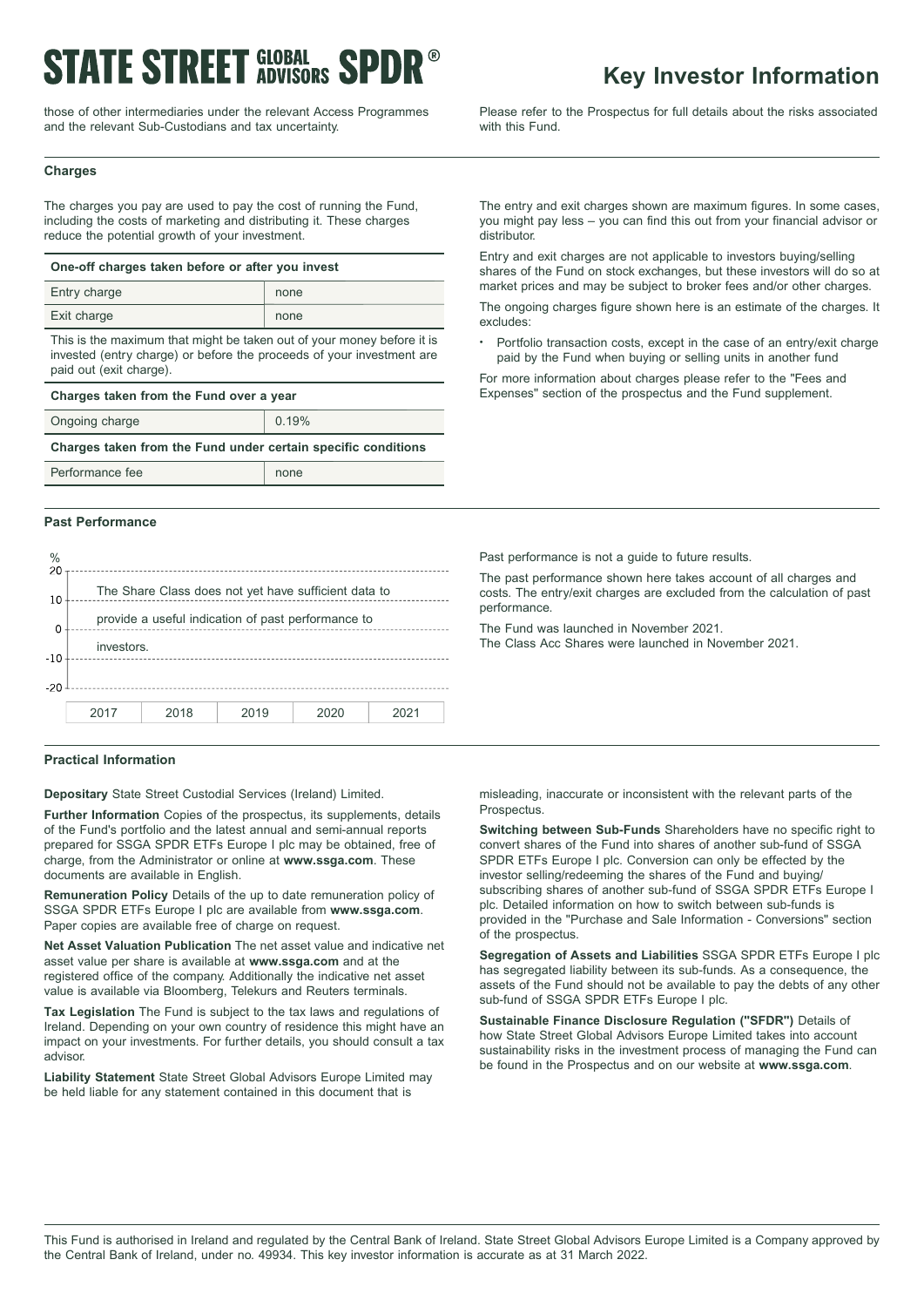those of other intermediaries under the relevant Access Programmes and the relevant Sub-Custodians and tax uncertainty.

Please refer to the Prospectus for full details about the risks associated with this Fund.

## Charges

The charges you pay are used to pay the cost of running the Fund, including the costs of marketing and distributing it. These charges reduce the potential growth of your investment.

| One-off charges taken before or after you invest | |
|---|---|
| Entry charge | none |
| Exit charge | none |

This is the maximum that might be taken out of your money before it is invested (entry charge) or before the proceeds of your investment are paid out (exit charge).

| Charges taken from the Fund over a year | |
|---|---|
| Ongoing charge | 0.19% |

| Charges taken from the Fund under certain specific conditions | |
|---|---|
| Performance fee | none |

The entry and exit charges shown are maximum figures. In some cases, you might pay less – you can find this out from your financial advisor or distributor.

Entry and exit charges are not applicable to investors buying/selling shares of the Fund on stock exchanges, but these investors will do so at market prices and may be subject to broker fees and/or other charges.

The ongoing charges figure shown here is an estimate of the charges. It excludes:

- Portfolio transaction costs, except in the case of an entry/exit charge paid by the Fund when buying or selling units in another fund

For more information about charges please refer to the "Fees and Expenses" section of the prospectus and the Fund supplement.

## Past Performance

%
20
10
0
-10
-20

The Share Class does not yet have sufficient data to provide a useful indication of past performance to investors.

2017 2018 2019 2020 2021

Past performance is not a guide to future results.

The past performance shown here takes account of all charges and costs. The entry/exit charges are excluded from the calculation of past performance.

The Fund was launched in November 2021.
The Class Acc Shares were launched in November 2021.

## Practical Information

**Depositary** State Street Custodial Services (Ireland) Limited.

**Further Information** Copies of the prospectus, its supplements, details of the Fund's portfolio and the latest annual and semi-annual reports prepared for SSGA SPDR ETFs Europe I plc may be obtained, free of charge, from the Administrator or online at **www.ssga.com**. These documents are available in English.

**Remuneration Policy** Details of the up to date remuneration policy of SSGA SPDR ETFs Europe I plc are available from **www.ssga.com**. Paper copies are available free of charge on request.

**Net Asset Valuation Publication** The net asset value and indicative net asset value per share is available at **www.ssga.com** and at the registered office of the company. Additionally the indicative net asset value is available via Bloomberg, Telekurs and Reuters terminals.

**Tax Legislation** The Fund is subject to the tax laws and regulations of Ireland. Depending on your own country of residence this might have an impact on your investments. For further details, you should consult a tax advisor.

**Liability Statement** State Street Global Advisors Europe Limited may be held liable for any statement contained in this document that is misleading, inaccurate or inconsistent with the relevant parts of the Prospectus.

**Switching between Sub-Funds** Shareholders have no specific right to convert shares of the Fund into shares of another sub-fund of SSGA SPDR ETFs Europe I plc. Conversion can only be effected by the investor selling/redeeming the shares of the Fund and buying/subscribing shares of another sub-fund of SSGA SPDR ETFs Europe I plc. Detailed information on how to switch between sub-funds is provided in the "Purchase and Sale Information - Conversions" section of the prospectus.

**Segregation of Assets and Liabilities** SSGA SPDR ETFs Europe I plc has segregated liability between its sub-funds. As a consequence, the assets of the Fund should not be available to pay the debts of any other sub-fund of SSGA SPDR ETFs Europe I plc.

**Sustainable Finance Disclosure Regulation ("SFDR")** Details of how State Street Global Advisors Europe Limited takes into account sustainability risks in the investment process of managing the Fund can be found in the Prospectus and on our website at **www.ssga.com**.

This Fund is authorised in Ireland and regulated by the Central Bank of Ireland. State Street Global Advisors Europe Limited is a Company approved by the Central Bank of Ireland, under no. 49934. This key investor information is accurate as at 31 March 2022.